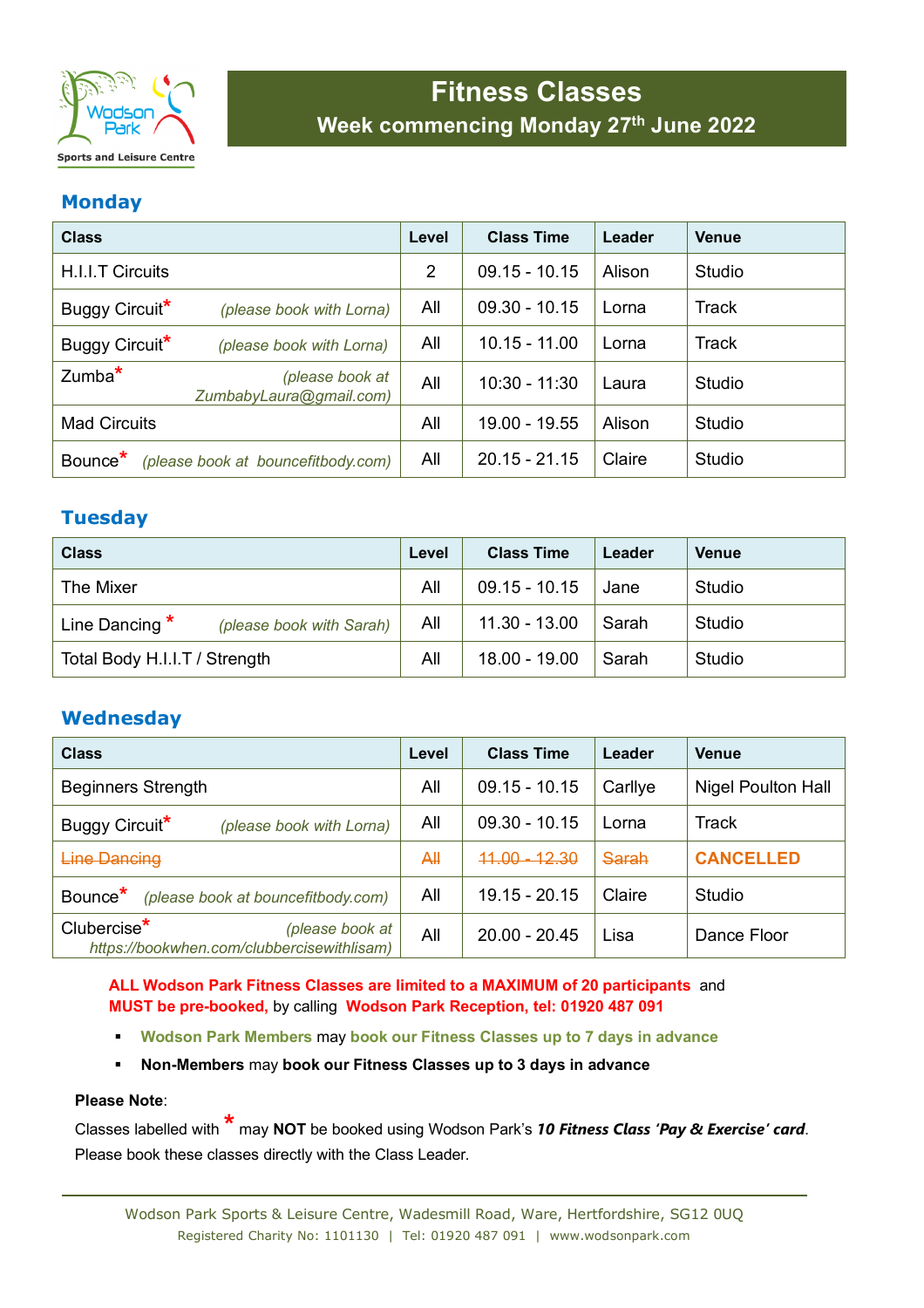# Fitness Classes

## Week commencing Monday 27th June 2022

### Monday

| Class | Level | Class Time | Leader | Venue |
|---|---|---|---|---|
| H.I.I.T Circuits | 2 | 09.15 - 10.15 | Alison | Studio |
| Buggy Circuit* *(please book with Lorna)* | All | 09.30 - 10.15 | Lorna | Track |
| Buggy Circuit* *(please book with Lorna)* | All | 10.15 - 11.00 | Lorna | Track |
| Zumba* *(please book at ZumbabyLaura@gmail.com)* | All | 10:30 - 11:30 | Laura | Studio |
| Mad Circuits | All | 19.00 - 19.55 | Alison | Studio |
| Bounce* *(please book at bouncefitbody.com)* | All | 20.15 - 21.15 | Claire | Studio |

### Tuesday

| Class | Level | Class Time | Leader | Venue |
|---|---|---|---|---|
| The Mixer | All | 09.15 - 10.15 | Jane | Studio |
| Line Dancing * *(please book with Sarah)* | All | 11.30 - 13.00 | Sarah | Studio |
| Total Body H.I.I.T / Strength | All | 18.00 - 19.00 | Sarah | Studio |

### Wednesday

| Class | Level | Class Time | Leader | Venue |
|---|---|---|---|---|
| Beginners Strength | All | 09.15 - 10.15 | Carllye | Nigel Poulton Hall |
| Buggy Circuit* *(please book with Lorna)* | All | 09.30 - 10.15 | Lorna | Track |
| ~~Line Dancing~~ | ~~All~~ | ~~11.00 - 12.30~~ | ~~Sarah~~ | **CANCELLED** |
| Bounce* *(please book at bouncefitbody.com)* | All | 19.15 - 20.15 | Claire | Studio |
| Clubercise* *(please book at https://bookwhen.com/clubbercisewithlisam)* | All | 20.00 - 20.45 | Lisa | Dance Floor |

**ALL Wodson Park Fitness Classes are limited to a MAXIMUM of 20 participants** and **MUST be pre-booked,** by calling **Wodson Park Reception, tel: 01920 487 091**

- **Wodson Park Members** may **book our Fitness Classes up to 7 days in advance**
- **Non-Members** may **book our Fitness Classes up to 3 days in advance**

**Please Note**:

Classes labelled with * may **NOT** be booked using Wodson Park's ***10 Fitness Class 'Pay & Exercise' card***. Please book these classes directly with the Class Leader.

Wodson Park Sports & Leisure Centre, Wadesmill Road, Ware, Hertfordshire, SG12 0UQ
Registered Charity No: 1101130 | Tel: 01920 487 091 | www.wodsonpark.com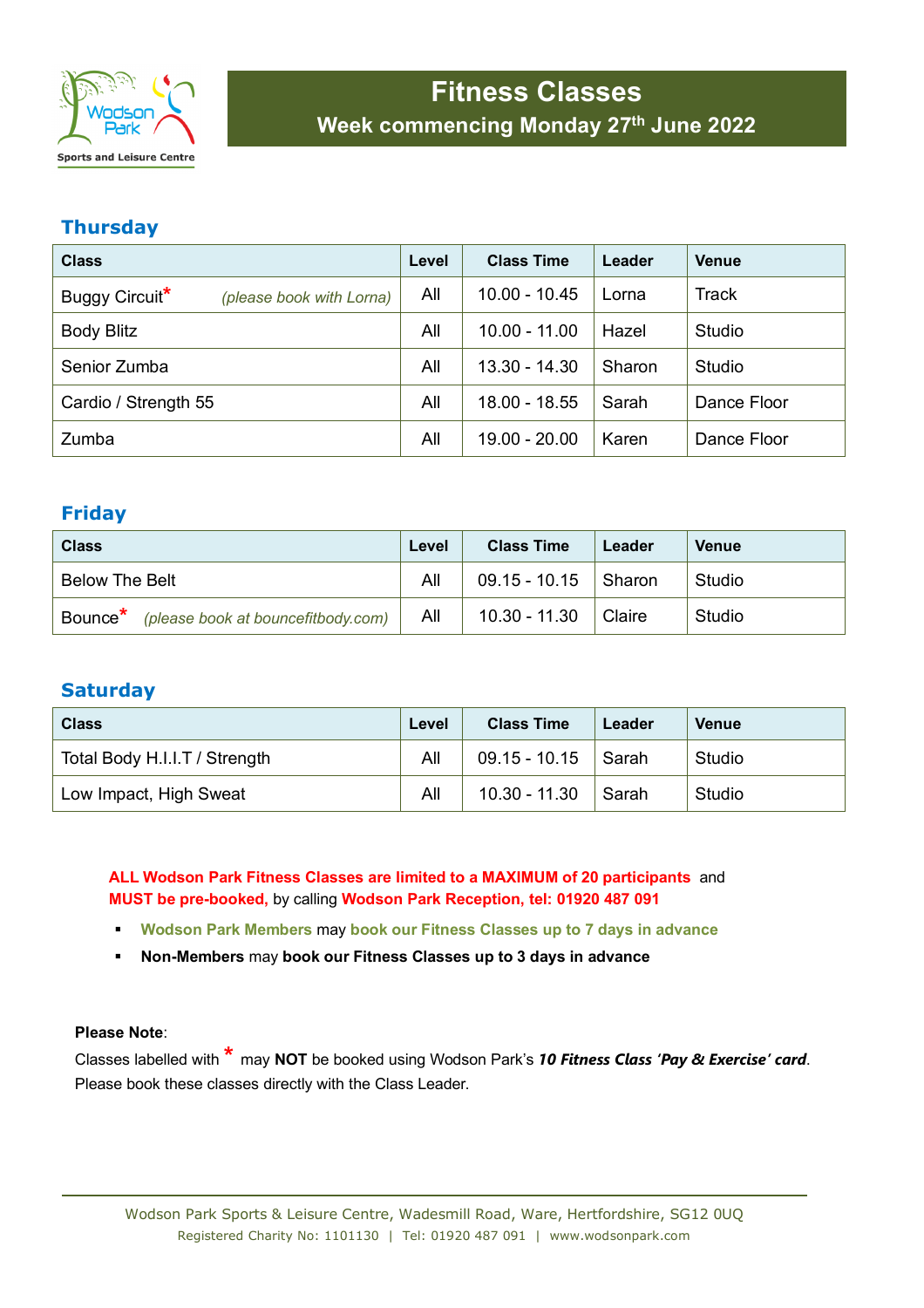# Fitness Classes

## Week commencing Monday 27th June 2022

### Thursday

| Class | Level | Class Time | Leader | Venue |
|---|---|---|---|---|
| Buggy Circuit* *(please book with Lorna)* | All | 10.00 - 10.45 | Lorna | Track |
| Body Blitz | All | 10.00 - 11.00 | Hazel | Studio |
| Senior Zumba | All | 13.30 - 14.30 | Sharon | Studio |
| Cardio / Strength 55 | All | 18.00 - 18.55 | Sarah | Dance Floor |
| Zumba | All | 19.00 - 20.00 | Karen | Dance Floor |

### Friday

| Class | Level | Class Time | Leader | Venue |
|---|---|---|---|---|
| Below The Belt | All | 09.15 - 10.15 | Sharon | Studio |
| Bounce* *(please book at bouncefitbody.com)* | All | 10.30 - 11.30 | Claire | Studio |

### Saturday

| Class | Level | Class Time | Leader | Venue |
|---|---|---|---|---|
| Total Body H.I.I.T / Strength | All | 09.15 - 10.15 | Sarah | Studio |
| Low Impact, High Sweat | All | 10.30 - 11.30 | Sarah | Studio |

**ALL Wodson Park Fitness Classes are limited to a MAXIMUM of 20 participants** and **MUST be pre-booked,** by calling **Wodson Park Reception, tel: 01920 487 091**

- **Wodson Park Members** may **book our Fitness Classes up to 7 days in advance**
- **Non-Members** may **book our Fitness Classes up to 3 days in advance**

**Please Note**:
Classes labelled with * may **NOT** be booked using Wodson Park's ***10 Fitness Class 'Pay & Exercise' card***. Please book these classes directly with the Class Leader.

Wodson Park Sports & Leisure Centre, Wadesmill Road, Ware, Hertfordshire, SG12 0UQ
Registered Charity No: 1101130 | Tel: 01920 487 091 | www.wodsonpark.com